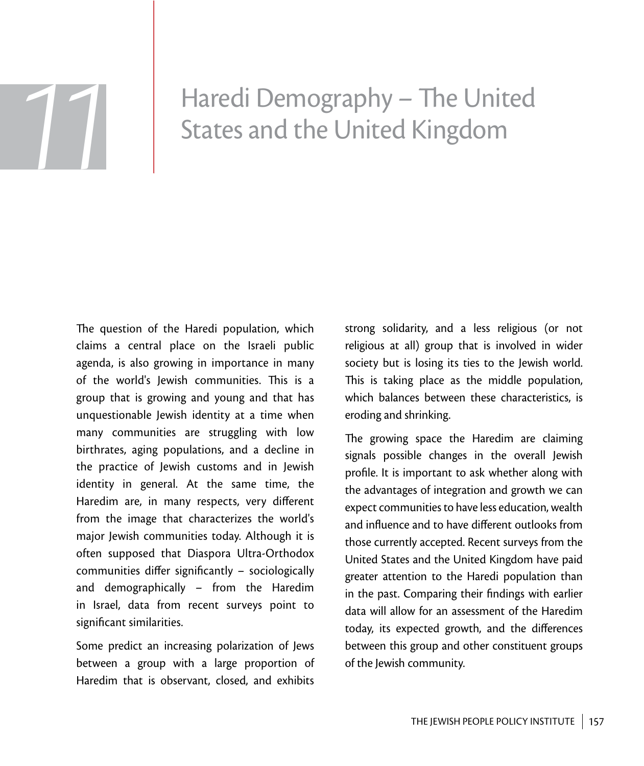# 11 Haredi Demography – The United States and the United Kingdom

The question of the Haredi population, which claims a central place on the Israeli public agenda, is also growing in importance in many of the world's Jewish communities. This is a group that is growing and young and that has unquestionable Jewish identity at a time when many communities are struggling with low birthrates, aging populations, and a decline in the practice of Jewish customs and in Jewish identity in general. At the same time, the Haredim are, in many respects, very different from the image that characterizes the world's major Jewish communities today. Although it is often supposed that Diaspora Ultra-Orthodox communities differ significantly – sociologically and demographically – from the Haredim in Israel, data from recent surveys point to significant similarities.

Some predict an increasing polarization of Jews between a group with a large proportion of Haredim that is observant, closed, and exhibits strong solidarity, and a less religious (or not religious at all) group that is involved in wider society but is losing its ties to the Jewish world. This is taking place as the middle population, which balances between these characteristics, is eroding and shrinking.

The growing space the Haredim are claiming signals possible changes in the overall Jewish profile. It is important to ask whether along with the advantages of integration and growth we can expect communities to have less education, wealth and influence and to have different outlooks from those currently accepted. Recent surveys from the United States and the United Kingdom have paid greater attention to the Haredi population than in the past. Comparing their findings with earlier data will allow for an assessment of the Haredim today, its expected growth, and the differences between this group and other constituent groups of the Jewish community.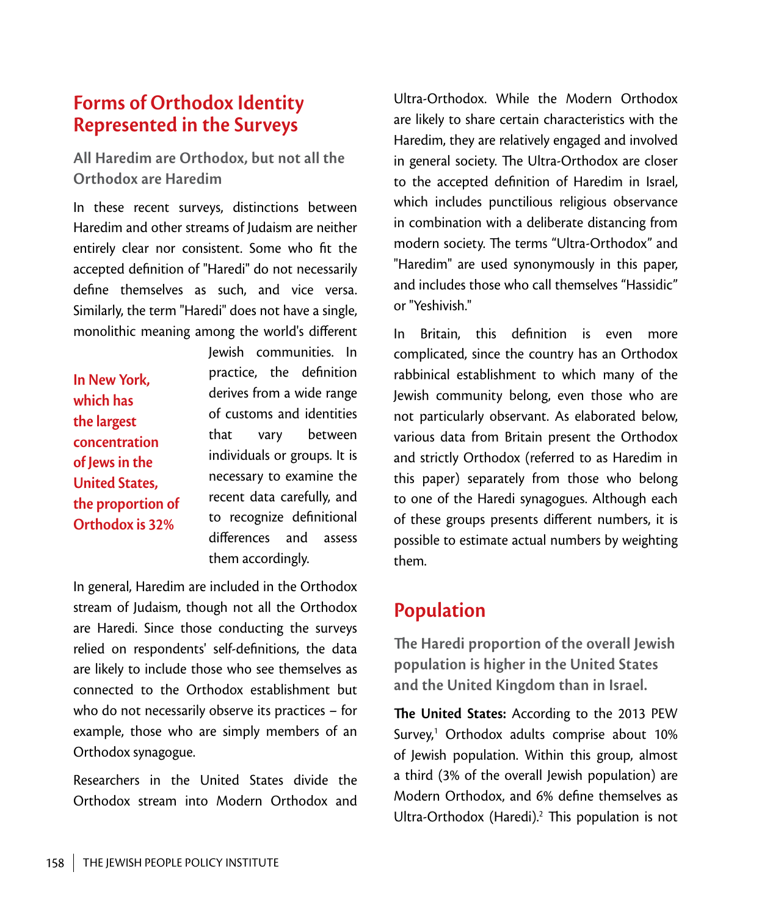## Forms of Orthodox Identity Represented in the Surveys

### All Haredim are Orthodox, but not all the Orthodox are Haredim

In these recent surveys, distinctions between Haredim and other streams of Judaism are neither entirely clear nor consistent. Some who fit the accepted definition of "Haredi" do not necessarily define themselves as such, and vice versa. Similarly, the term "Haredi" does not have a single, monolithic meaning among the world's different Jewish communities. In practice, the definition derives from a wide range of customs and identities that vary between individuals or groups. It is necessary to examine the recent data carefully, and to recognize definitional differences and assess them accordingly.

**In New York, which has the largest concentration of Jews in the United States, the proportion of Orthodox is 32%**

In general, Haredim are included in the Orthodox stream of Judaism, though not all the Orthodox are Haredi. Since those conducting the surveys relied on respondents' self-definitions, the data are likely to include those who see themselves as connected to the Orthodox establishment but who do not necessarily observe its practices – for example, those who are simply members of an Orthodox synagogue.

Researchers in the United States divide the Orthodox stream into Modern Orthodox and Ultra-Orthodox. While the Modern Orthodox are likely to share certain characteristics with the Haredim, they are relatively engaged and involved in general society. The Ultra-Orthodox are closer to the accepted definition of Haredim in Israel, which includes punctilious religious observance in combination with a deliberate distancing from modern society. The terms "Ultra-Orthodox" and "Haredim" are used synonymously in this paper, and includes those who call themselves "Hassidic" or "Yeshivish."

In Britain, this definition is even more complicated, since the country has an Orthodox rabbinical establishment to which many of the Jewish community belong, even those who are not particularly observant. As elaborated below, various data from Britain present the Orthodox and strictly Orthodox (referred to as Haredim in this paper) separately from those who belong to one of the Haredi synagogues. Although each of these groups presents different numbers, it is possible to estimate actual numbers by weighting them.

## Population

### The Haredi proportion of the overall Jewish population is higher in the United States and the United Kingdom than in Israel.

**The United States:** According to the 2013 PEW Survey,[1] Orthodox adults comprise about 10% of Jewish population. Within this group, almost a third (3% of the overall Jewish population) are Modern Orthodox, and 6% define themselves as Ultra-Orthodox (Haredi).[2] This population is not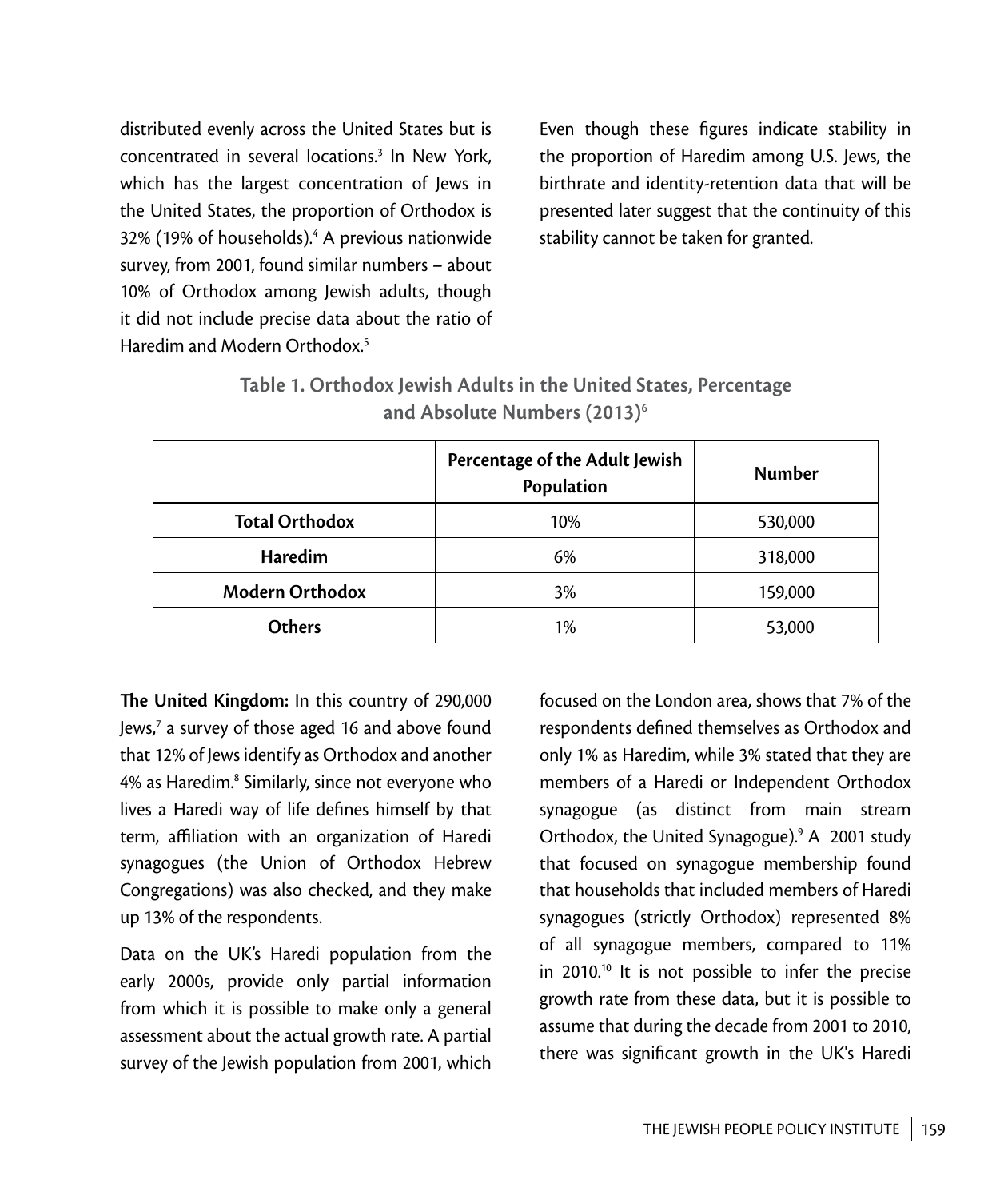distributed evenly across the United States but is concentrated in several locations.[3] In New York, which has the largest concentration of Jews in the United States, the proportion of Orthodox is 32% (19% of households).[4] A previous nationwide survey, from 2001, found similar numbers – about 10% of Orthodox among Jewish adults, though it did not include precise data about the ratio of Haredim and Modern Orthodox.[5]

Even though these figures indicate stability in the proportion of Haredim among U.S. Jews, the birthrate and identity-retention data that will be presented later suggest that the continuity of this stability cannot be taken for granted.

**Table 1. Orthodox Jewish Adults in the United States, Percentage and Absolute Numbers (2013)[6]**

| | Percentage of the Adult Jewish Population | Number |
|---|---|---|
| **Total Orthodox** | 10% | 530,000 |
| **Haredim** | 6% | 318,000 |
| **Modern Orthodox** | 3% | 159,000 |
| **Others** | 1% | 53,000 |

**The United Kingdom:** In this country of 290,000 Jews,[7] a survey of those aged 16 and above found that 12% of Jews identify as Orthodox and another 4% as Haredim.[8] Similarly, since not everyone who lives a Haredi way of life defines himself by that term, affiliation with an organization of Haredi synagogues (the Union of Orthodox Hebrew Congregations) was also checked, and they make up 13% of the respondents.

Data on the UK's Haredi population from the early 2000s, provide only partial information from which it is possible to make only a general assessment about the actual growth rate. A partial survey of the Jewish population from 2001, which focused on the London area, shows that 7% of the respondents defined themselves as Orthodox and only 1% as Haredim, while 3% stated that they are members of a Haredi or Independent Orthodox synagogue (as distinct from main stream Orthodox, the United Synagogue).[9] A 2001 study that focused on synagogue membership found that households that included members of Haredi synagogues (strictly Orthodox) represented 8% of all synagogue members, compared to 11% in 2010.[10] It is not possible to infer the precise growth rate from these data, but it is possible to assume that during the decade from 2001 to 2010, there was significant growth in the UK's Haredi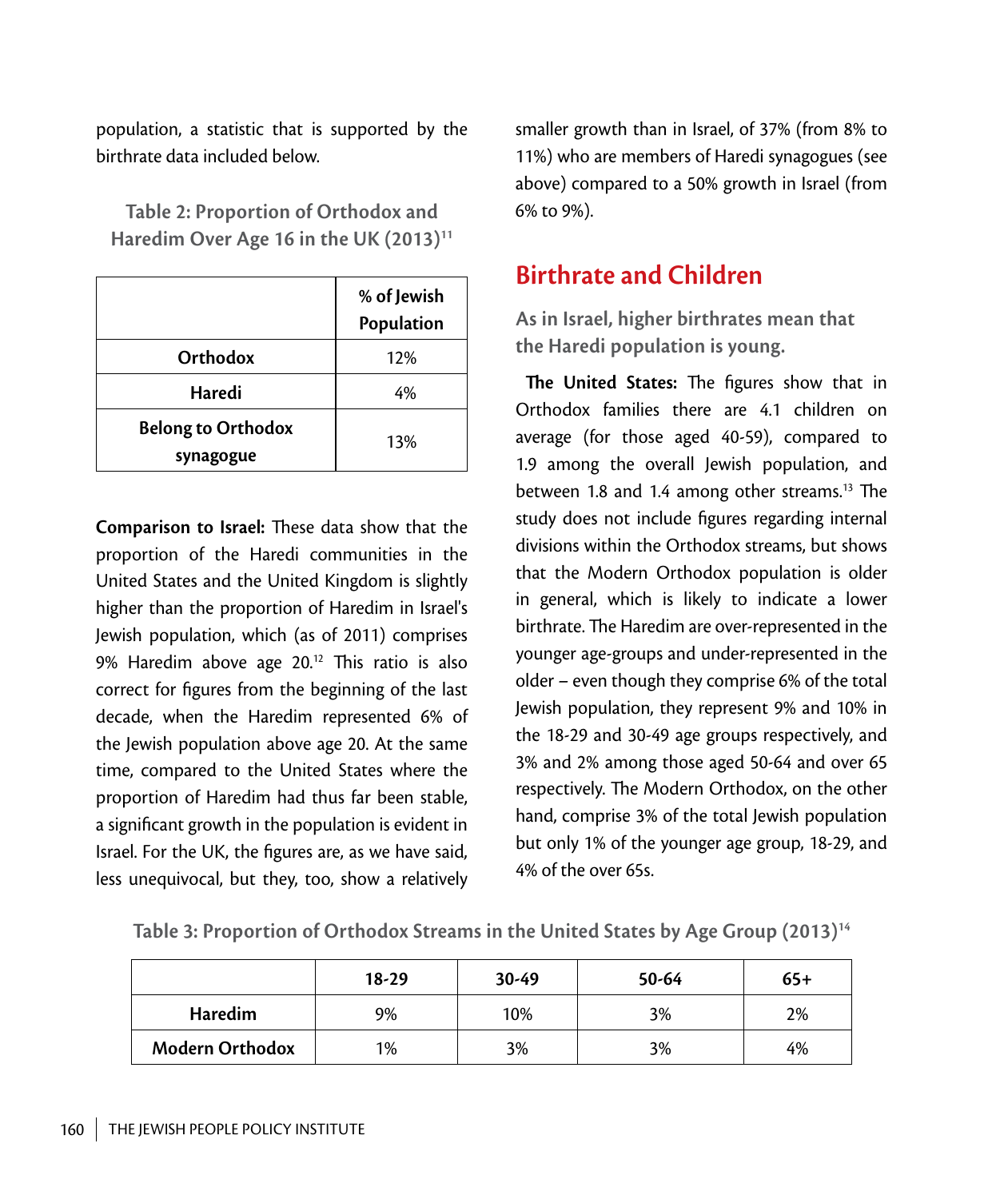population, a statistic that is supported by the birthrate data included below.

**Table 2: Proportion of Orthodox and Haredim Over Age 16 in the UK (2013)[11]**

| | % of Jewish Population |
|---|---|
| **Orthodox** | 12% |
| **Haredi** | 4% |
| **Belong to Orthodox synagogue** | 13% |

**Comparison to Israel:** These data show that the proportion of the Haredi communities in the United States and the United Kingdom is slightly higher than the proportion of Haredim in Israel's Jewish population, which (as of 2011) comprises 9% Haredim above age 20.[12] This ratio is also correct for figures from the beginning of the last decade, when the Haredim represented 6% of the Jewish population above age 20. At the same time, compared to the United States where the proportion of Haredim had thus far been stable, a significant growth in the population is evident in Israel. For the UK, the figures are, as we have said, less unequivocal, but they, too, show a relatively smaller growth than in Israel, of 37% (from 8% to 11%) who are members of Haredi synagogues (see above) compared to a 50% growth in Israel (from 6% to 9%).

## Birthrate and Children

### As in Israel, higher birthrates mean that the Haredi population is young.

**The United States:** The figures show that in Orthodox families there are 4.1 children on average (for those aged 40-59), compared to 1.9 among the overall Jewish population, and between 1.8 and 1.4 among other streams.[13] The study does not include figures regarding internal divisions within the Orthodox streams, but shows that the Modern Orthodox population is older in general, which is likely to indicate a lower birthrate. The Haredim are over-represented in the younger age-groups and under-represented in the older – even though they comprise 6% of the total Jewish population, they represent 9% and 10% in the 18-29 and 30-49 age groups respectively, and 3% and 2% among those aged 50-64 and over 65 respectively. The Modern Orthodox, on the other hand, comprise 3% of the total Jewish population but only 1% of the younger age group, 18-29, and 4% of the over 65s.

**Table 3: Proportion of Orthodox Streams in the United States by Age Group (2013)[14]**

| | 18-29 | 30-49 | 50-64 | 65+ |
|---|---|---|---|---|
| **Haredim** | 9% | 10% | 3% | 2% |
| **Modern Orthodox** | 1% | 3% | 3% | 4% |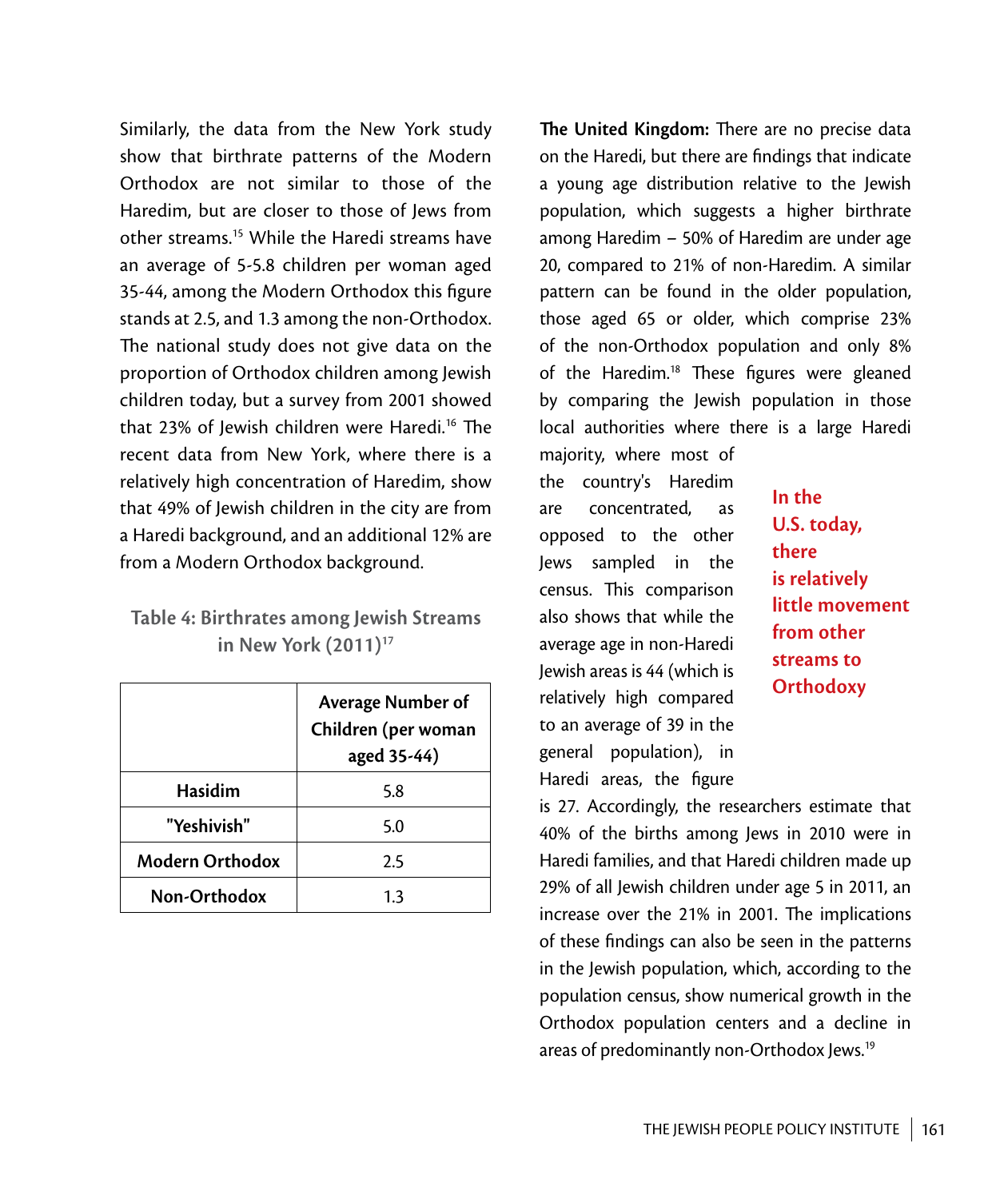Similarly, the data from the New York study show that birthrate patterns of the Modern Orthodox are not similar to those of the Haredim, but are closer to those of Jews from other streams.[15] While the Haredi streams have an average of 5-5.8 children per woman aged 35-44, among the Modern Orthodox this figure stands at 2.5, and 1.3 among the non-Orthodox. The national study does not give data on the proportion of Orthodox children among Jewish children today, but a survey from 2001 showed that 23% of Jewish children were Haredi.[16] The recent data from New York, where there is a relatively high concentration of Haredim, show that 49% of Jewish children in the city are from a Haredi background, and an additional 12% are from a Modern Orthodox background.

**Table 4: Birthrates among Jewish Streams in New York (2011)**[17]

| | Average Number of Children (per woman aged 35-44) |
|---|---|
| **Hasidim** | 5.8 |
| **"Yeshivish"** | 5.0 |
| **Modern Orthodox** | 2.5 |
| **Non-Orthodox** | 1.3 |

**The United Kingdom:** There are no precise data on the Haredi, but there are findings that indicate a young age distribution relative to the Jewish population, which suggests a higher birthrate among Haredim – 50% of Haredim are under age 20, compared to 21% of non-Haredim. A similar pattern can be found in the older population, those aged 65 or older, which comprise 23% of the non-Orthodox population and only 8% of the Haredim.[18] These figures were gleaned by comparing the Jewish population in those local authorities where there is a large Haredi majority, where most of the country's Haredim are concentrated, as opposed to the other Jews sampled in the census. This comparison also shows that while the average age in non-Haredi Jewish areas is 44 (which is relatively high compared to an average of 39 in the general population), in Haredi areas, the figure is 27. Accordingly, the researchers estimate that 40% of the births among Jews in 2010 were in Haredi families, and that Haredi children made up 29% of all Jewish children under age 5 in 2011, an increase over the 21% in 2001. The implications of these findings can also be seen in the patterns in the Jewish population, which, according to the population census, show numerical growth in the Orthodox population centers and a decline in areas of predominantly non-Orthodox Jews.[19]

**In the U.S. today, there is relatively little movement from other streams to Orthodoxy**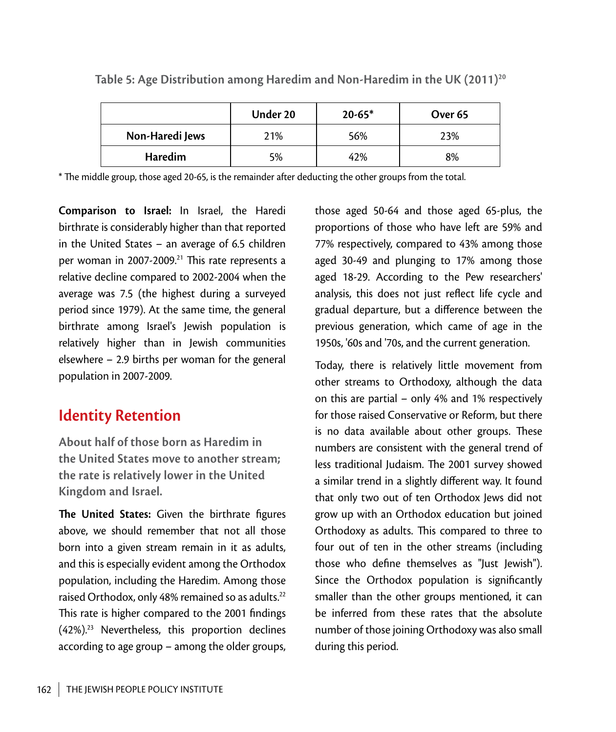**Table 5: Age Distribution among Haredim and Non-Haredim in the UK (2011)[20]**

| | Under 20 | 20-65* | Over 65 |
|---|---|---|---|
| **Non-Haredi Jews** | 21% | 56% | 23% |
| **Haredim** | 5% | 42% | 8% |

* The middle group, those aged 20-65, is the remainder after deducting the other groups from the total.

**Comparison to Israel:** In Israel, the Haredi birthrate is considerably higher than that reported in the United States – an average of 6.5 children per woman in 2007-2009.[21] This rate represents a relative decline compared to 2002-2004 when the average was 7.5 (the highest during a surveyed period since 1979). At the same time, the general birthrate among Israel's Jewish population is relatively higher than in Jewish communities elsewhere – 2.9 births per woman for the general population in 2007-2009.

## Identity Retention

**About half of those born as Haredim in the United States move to another stream; the rate is relatively lower in the United Kingdom and Israel.**

**The United States:** Given the birthrate figures above, we should remember that not all those born into a given stream remain in it as adults, and this is especially evident among the Orthodox population, including the Haredim. Among those raised Orthodox, only 48% remained so as adults.[22] This rate is higher compared to the 2001 findings (42%).[23] Nevertheless, this proportion declines according to age group – among the older groups, those aged 50-64 and those aged 65-plus, the proportions of those who have left are 59% and 77% respectively, compared to 43% among those aged 30-49 and plunging to 17% among those aged 18-29. According to the Pew researchers' analysis, this does not just reflect life cycle and gradual departure, but a difference between the previous generation, which came of age in the 1950s, '60s and '70s, and the current generation.

Today, there is relatively little movement from other streams to Orthodoxy, although the data on this are partial – only 4% and 1% respectively for those raised Conservative or Reform, but there is no data available about other groups. These numbers are consistent with the general trend of less traditional Judaism. The 2001 survey showed a similar trend in a slightly different way. It found that only two out of ten Orthodox Jews did not grow up with an Orthodox education but joined Orthodoxy as adults. This compared to three to four out of ten in the other streams (including those who define themselves as "Just Jewish"). Since the Orthodox population is significantly smaller than the other groups mentioned, it can be inferred from these rates that the absolute number of those joining Orthodoxy was also small during this period.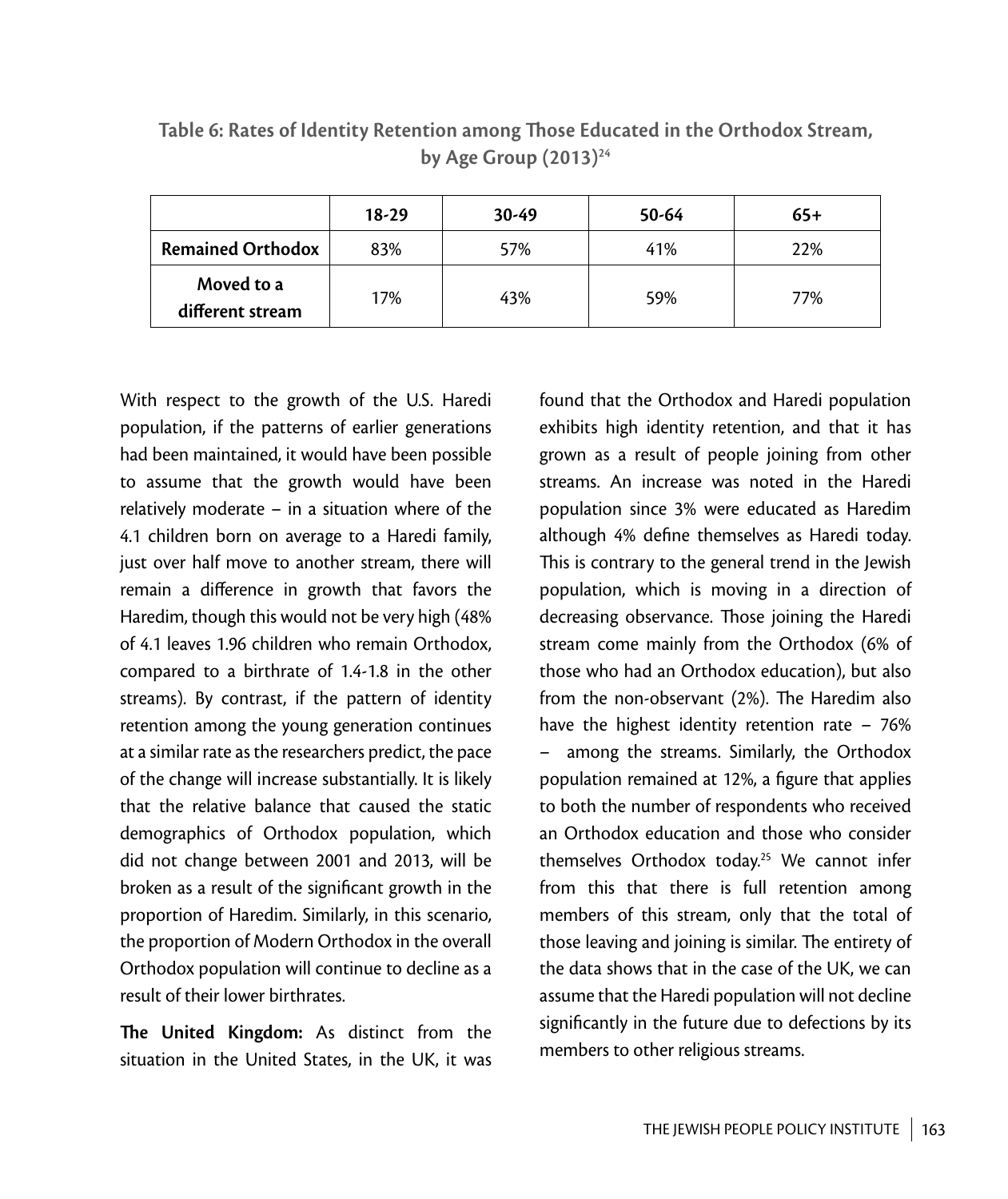**Table 6: Rates of Identity Retention among Those Educated in the Orthodox Stream, by Age Group (2013)[24]**

| | 18-29 | 30-49 | 50-64 | 65+ |
|---|---|---|---|---|
| **Remained Orthodox** | 83% | 57% | 41% | 22% |
| **Moved to a different stream** | 17% | 43% | 59% | 77% |

With respect to the growth of the U.S. Haredi population, if the patterns of earlier generations had been maintained, it would have been possible to assume that the growth would have been relatively moderate – in a situation where of the 4.1 children born on average to a Haredi family, just over half move to another stream, there will remain a difference in growth that favors the Haredim, though this would not be very high (48% of 4.1 leaves 1.96 children who remain Orthodox, compared to a birthrate of 1.4-1.8 in the other streams). By contrast, if the pattern of identity retention among the young generation continues at a similar rate as the researchers predict, the pace of the change will increase substantially. It is likely that the relative balance that caused the static demographics of Orthodox population, which did not change between 2001 and 2013, will be broken as a result of the significant growth in the proportion of Haredim. Similarly, in this scenario, the proportion of Modern Orthodox in the overall Orthodox population will continue to decline as a result of their lower birthrates.

**The United Kingdom:** As distinct from the situation in the United States, in the UK, it was found that the Orthodox and Haredi population exhibits high identity retention, and that it has grown as a result of people joining from other streams. An increase was noted in the Haredi population since 3% were educated as Haredim although 4% define themselves as Haredi today. This is contrary to the general trend in the Jewish population, which is moving in a direction of decreasing observance. Those joining the Haredi stream come mainly from the Orthodox (6% of those who had an Orthodox education), but also from the non-observant (2%). The Haredim also have the highest identity retention rate – 76% – among the streams. Similarly, the Orthodox population remained at 12%, a figure that applies to both the number of respondents who received an Orthodox education and those who consider themselves Orthodox today.[25] We cannot infer from this that there is full retention among members of this stream, only that the total of those leaving and joining is similar. The entirety of the data shows that in the case of the UK, we can assume that the Haredi population will not decline significantly in the future due to defections by its members to other religious streams.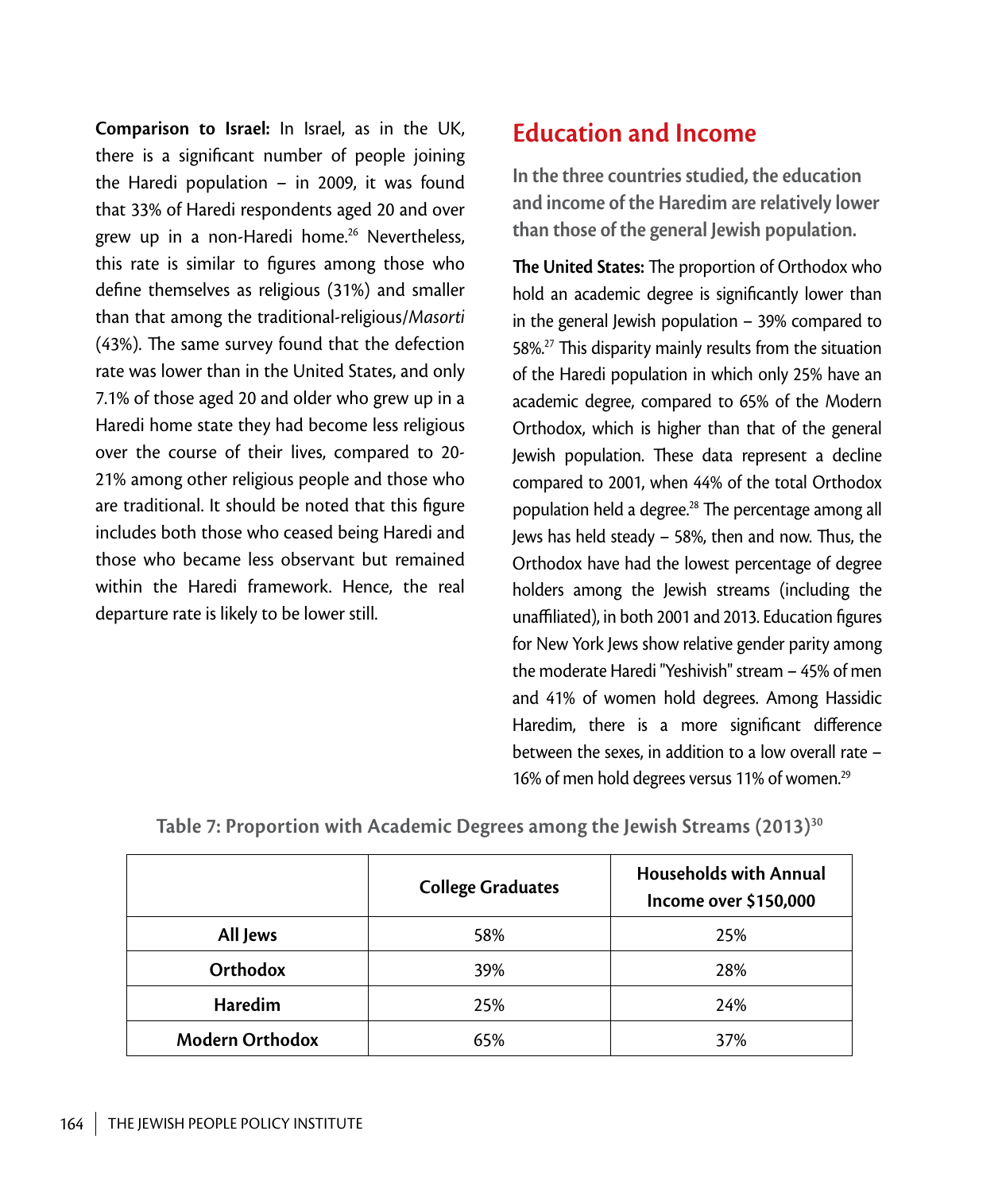**Comparison to Israel:** In Israel, as in the UK, there is a significant number of people joining the Haredi population – in 2009, it was found that 33% of Haredi respondents aged 20 and over grew up in a non-Haredi home.[26] Nevertheless, this rate is similar to figures among those who define themselves as religious (31%) and smaller than that among the traditional-religious/*Masorti* (43%). The same survey found that the defection rate was lower than in the United States, and only 7.1% of those aged 20 and older who grew up in a Haredi home state they had become less religious over the course of their lives, compared to 20-21% among other religious people and those who are traditional. It should be noted that this figure includes both those who ceased being Haredi and those who became less observant but remained within the Haredi framework. Hence, the real departure rate is likely to be lower still.

## Education and Income

**In the three countries studied, the education and income of the Haredim are relatively lower than those of the general Jewish population.**

**The United States:** The proportion of Orthodox who hold an academic degree is significantly lower than in the general Jewish population – 39% compared to 58%.[27] This disparity mainly results from the situation of the Haredi population in which only 25% have an academic degree, compared to 65% of the Modern Orthodox, which is higher than that of the general Jewish population. These data represent a decline compared to 2001, when 44% of the total Orthodox population held a degree.[28] The percentage among all Jews has held steady – 58%, then and now. Thus, the Orthodox have had the lowest percentage of degree holders among the Jewish streams (including the unaffiliated), in both 2001 and 2013. Education figures for New York Jews show relative gender parity among the moderate Haredi "Yeshivish" stream – 45% of men and 41% of women hold degrees. Among Hassidic Haredim, there is a more significant difference between the sexes, in addition to a low overall rate – 16% of men hold degrees versus 11% of women.[29]

**Table 7: Proportion with Academic Degrees among the Jewish Streams (2013)[30]**

| | College Graduates | Households with Annual Income over $150,000 |
|---|---|---|
| **All Jews** | 58% | 25% |
| **Orthodox** | 39% | 28% |
| **Haredim** | 25% | 24% |
| **Modern Orthodox** | 65% | 37% |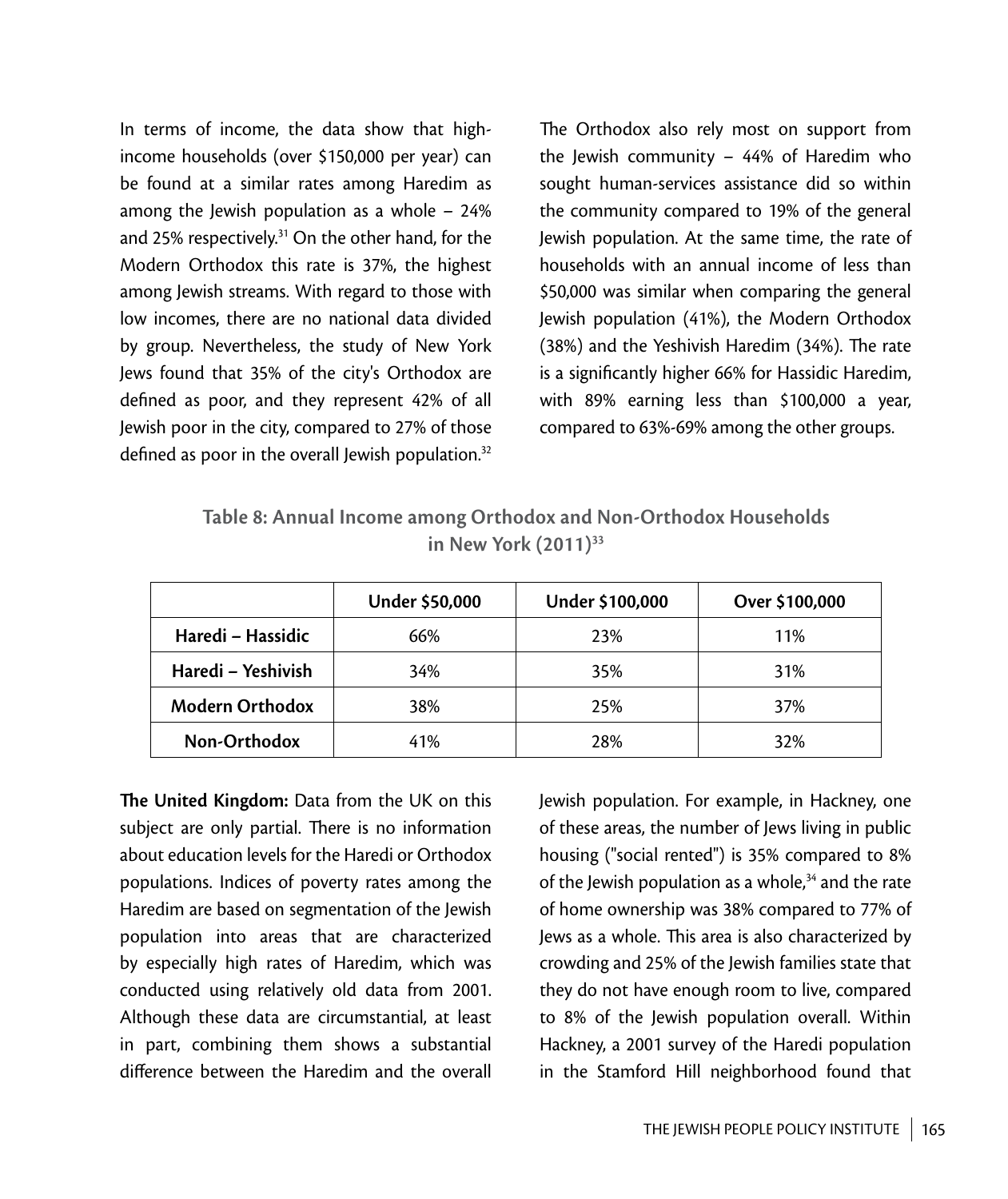In terms of income, the data show that high-income households (over \$150,000 per year) can be found at a similar rates among Haredim as among the Jewish population as a whole – 24% and 25% respectively.[31] On the other hand, for the Modern Orthodox this rate is 37%, the highest among Jewish streams. With regard to those with low incomes, there are no national data divided by group. Nevertheless, the study of New York Jews found that 35% of the city's Orthodox are defined as poor, and they represent 42% of all Jewish poor in the city, compared to 27% of those defined as poor in the overall Jewish population.[32]

The Orthodox also rely most on support from the Jewish community – 44% of Haredim who sought human-services assistance did so within the community compared to 19% of the general Jewish population. At the same time, the rate of households with an annual income of less than \$50,000 was similar when comparing the general Jewish population (41%), the Modern Orthodox (38%) and the Yeshivish Haredim (34%). The rate is a significantly higher 66% for Hassidic Haredim, with 89% earning less than \$100,000 a year, compared to 63%-69% among the other groups.

**Table 8: Annual Income among Orthodox and Non-Orthodox Households in New York (2011)[33]**

| | Under \$50,000 | Under \$100,000 | Over \$100,000 |
|---|---|---|---|
| **Haredi – Hassidic** | 66% | 23% | 11% |
| **Haredi – Yeshivish** | 34% | 35% | 31% |
| **Modern Orthodox** | 38% | 25% | 37% |
| **Non-Orthodox** | 41% | 28% | 32% |

**The United Kingdom:** Data from the UK on this subject are only partial. There is no information about education levels for the Haredi or Orthodox populations. Indices of poverty rates among the Haredim are based on segmentation of the Jewish population into areas that are characterized by especially high rates of Haredim, which was conducted using relatively old data from 2001. Although these data are circumstantial, at least in part, combining them shows a substantial difference between the Haredim and the overall Jewish population. For example, in Hackney, one of these areas, the number of Jews living in public housing ("social rented") is 35% compared to 8% of the Jewish population as a whole,[34] and the rate of home ownership was 38% compared to 77% of Jews as a whole. This area is also characterized by crowding and 25% of the Jewish families state that they do not have enough room to live, compared to 8% of the Jewish population overall. Within Hackney, a 2001 survey of the Haredi population in the Stamford Hill neighborhood found that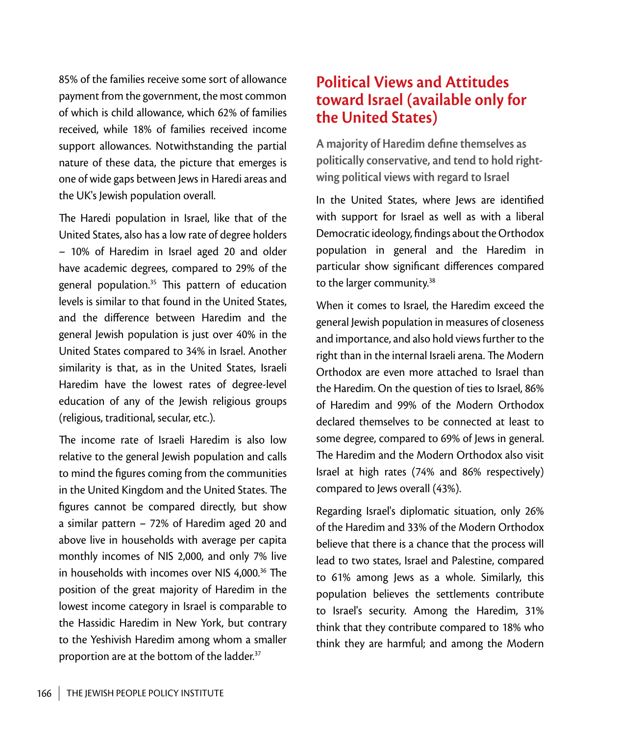85% of the families receive some sort of allowance payment from the government, the most common of which is child allowance, which 62% of families received, while 18% of families received income support allowances. Notwithstanding the partial nature of these data, the picture that emerges is one of wide gaps between Jews in Haredi areas and the UK's Jewish population overall.

The Haredi population in Israel, like that of the United States, also has a low rate of degree holders – 10% of Haredim in Israel aged 20 and older have academic degrees, compared to 29% of the general population.[35] This pattern of education levels is similar to that found in the United States, and the difference between Haredim and the general Jewish population is just over 40% in the United States compared to 34% in Israel. Another similarity is that, as in the United States, Israeli Haredim have the lowest rates of degree-level education of any of the Jewish religious groups (religious, traditional, secular, etc.).

The income rate of Israeli Haredim is also low relative to the general Jewish population and calls to mind the figures coming from the communities in the United Kingdom and the United States. The figures cannot be compared directly, but show a similar pattern – 72% of Haredim aged 20 and above live in households with average per capita monthly incomes of NIS 2,000, and only 7% live in households with incomes over NIS 4,000.[36] The position of the great majority of Haredim in the lowest income category in Israel is comparable to the Hassidic Haredim in New York, but contrary to the Yeshivish Haredim among whom a smaller proportion are at the bottom of the ladder.[37]

## Political Views and Attitudes toward Israel (available only for the United States)

**A majority of Haredim define themselves as politically conservative, and tend to hold right-wing political views with regard to Israel**

In the United States, where Jews are identified with support for Israel as well as with a liberal Democratic ideology, findings about the Orthodox population in general and the Haredim in particular show significant differences compared to the larger community.[38]

When it comes to Israel, the Haredim exceed the general Jewish population in measures of closeness and importance, and also hold views further to the right than in the internal Israeli arena. The Modern Orthodox are even more attached to Israel than the Haredim. On the question of ties to Israel, 86% of Haredim and 99% of the Modern Orthodox declared themselves to be connected at least to some degree, compared to 69% of Jews in general. The Haredim and the Modern Orthodox also visit Israel at high rates (74% and 86% respectively) compared to Jews overall (43%).

Regarding Israel's diplomatic situation, only 26% of the Haredim and 33% of the Modern Orthodox believe that there is a chance that the process will lead to two states, Israel and Palestine, compared to 61% among Jews as a whole. Similarly, this population believes the settlements contribute to Israel's security. Among the Haredim, 31% think that they contribute compared to 18% who think they are harmful; and among the Modern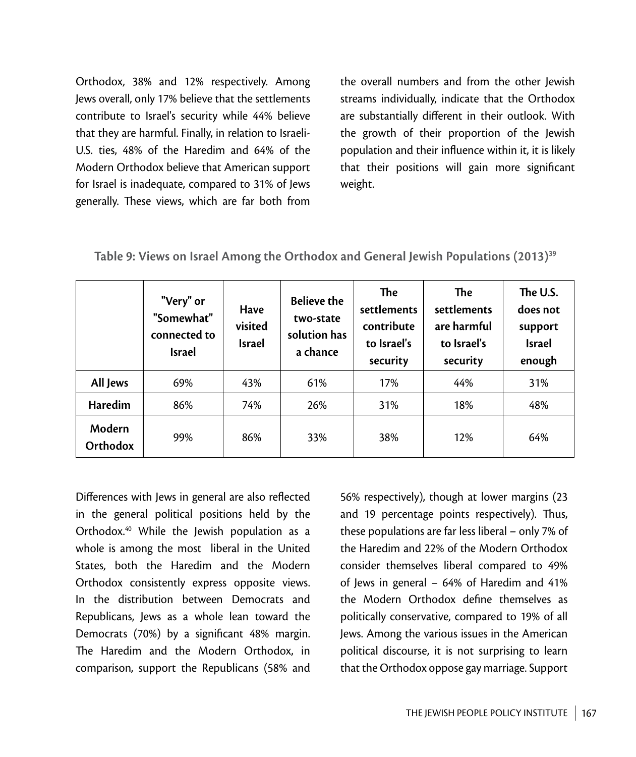Orthodox, 38% and 12% respectively. Among Jews overall, only 17% believe that the settlements contribute to Israel's security while 44% believe that they are harmful. Finally, in relation to Israeli-U.S. ties, 48% of the Haredim and 64% of the Modern Orthodox believe that American support for Israel is inadequate, compared to 31% of Jews generally. These views, which are far both from the overall numbers and from the other Jewish streams individually, indicate that the Orthodox are substantially different in their outlook. With the growth of their proportion of the Jewish population and their influence within it, it is likely that their positions will gain more significant weight.

**Table 9: Views on Israel Among the Orthodox and General Jewish Populations (2013)[39]**

| | "Very" or "Somewhat" connected to Israel | Have visited Israel | Believe the two-state solution has a chance | The settlements contribute to Israel's security | The settlements are harmful to Israel's security | The U.S. does not support Israel enough |
|---|---|---|---|---|---|---|
| **All Jews** | 69% | 43% | 61% | 17% | 44% | 31% |
| **Haredim** | 86% | 74% | 26% | 31% | 18% | 48% |
| **Modern Orthodox** | 99% | 86% | 33% | 38% | 12% | 64% |

Differences with Jews in general are also reflected in the general political positions held by the Orthodox.[40] While the Jewish population as a whole is among the most liberal in the United States, both the Haredim and the Modern Orthodox consistently express opposite views. In the distribution between Democrats and Republicans, Jews as a whole lean toward the Democrats (70%) by a significant 48% margin. The Haredim and the Modern Orthodox, in comparison, support the Republicans (58% and 56% respectively), though at lower margins (23 and 19 percentage points respectively). Thus, these populations are far less liberal – only 7% of the Haredim and 22% of the Modern Orthodox consider themselves liberal compared to 49% of Jews in general – 64% of Haredim and 41% the Modern Orthodox define themselves as politically conservative, compared to 19% of all Jews. Among the various issues in the American political discourse, it is not surprising to learn that the Orthodox oppose gay marriage. Support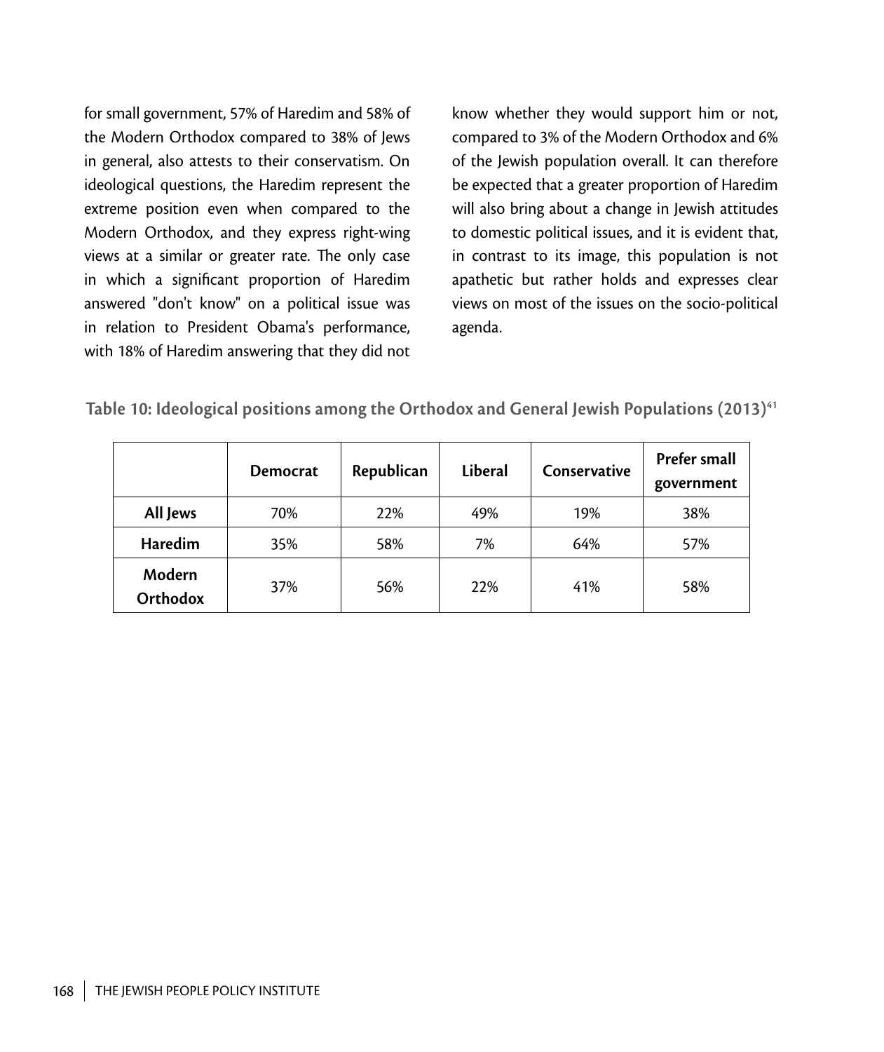for small government, 57% of Haredim and 58% of the Modern Orthodox compared to 38% of Jews in general, also attests to their conservatism. On ideological questions, the Haredim represent the extreme position even when compared to the Modern Orthodox, and they express right-wing views at a similar or greater rate. The only case in which a significant proportion of Haredim answered "don't know" on a political issue was in relation to President Obama's performance, with 18% of Haredim answering that they did not know whether they would support him or not, compared to 3% of the Modern Orthodox and 6% of the Jewish population overall. It can therefore be expected that a greater proportion of Haredim will also bring about a change in Jewish attitudes to domestic political issues, and it is evident that, in contrast to its image, this population is not apathetic but rather holds and expresses clear views on most of the issues on the socio-political agenda.

**Table 10: Ideological positions among the Orthodox and General Jewish Populations (2013)[41]**

| | Democrat | Republican | Liberal | Conservative | Prefer small government |
|---|---|---|---|---|---|
| **All Jews** | 70% | 22% | 49% | 19% | 38% |
| **Haredim** | 35% | 58% | 7% | 64% | 57% |
| **Modern Orthodox** | 37% | 56% | 22% | 41% | 58% |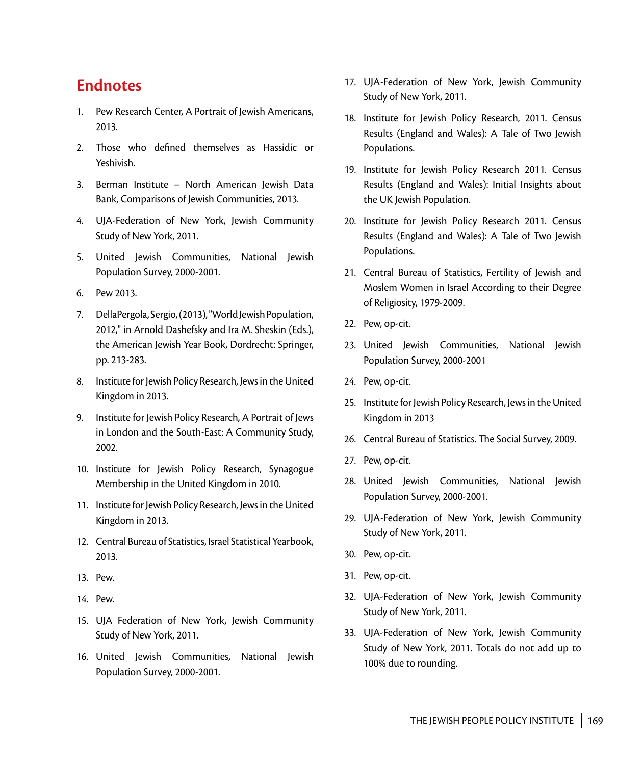## Endnotes

1. Pew Research Center, A Portrait of Jewish Americans, 2013.
2. Those who defined themselves as Hassidic or Yeshivish.
3. Berman Institute – North American Jewish Data Bank, Comparisons of Jewish Communities, 2013.
4. UJA-Federation of New York, Jewish Community Study of New York, 2011.
5. United Jewish Communities, National Jewish Population Survey, 2000-2001.
6. Pew 2013.
7. DellaPergola, Sergio, (2013), "World Jewish Population, 2012," in Arnold Dashefsky and Ira M. Sheskin (Eds.), the American Jewish Year Book, Dordrecht: Springer, pp. 213-283.
8. Institute for Jewish Policy Research, Jews in the United Kingdom in 2013.
9. Institute for Jewish Policy Research, A Portrait of Jews in London and the South-East: A Community Study, 2002.
10. Institute for Jewish Policy Research, Synagogue Membership in the United Kingdom in 2010.
11. Institute for Jewish Policy Research, Jews in the United Kingdom in 2013.
12. Central Bureau of Statistics, Israel Statistical Yearbook, 2013.
13. Pew.
14. Pew.
15. UJA Federation of New York, Jewish Community Study of New York, 2011.
16. United Jewish Communities, National Jewish Population Survey, 2000-2001.
17. UJA-Federation of New York, Jewish Community Study of New York, 2011.
18. Institute for Jewish Policy Research, 2011. Census Results (England and Wales): A Tale of Two Jewish Populations.
19. Institute for Jewish Policy Research 2011. Census Results (England and Wales): Initial Insights about the UK Jewish Population.
20. Institute for Jewish Policy Research 2011. Census Results (England and Wales): A Tale of Two Jewish Populations.
21. Central Bureau of Statistics, Fertility of Jewish and Moslem Women in Israel According to their Degree of Religiosity, 1979-2009.
22. Pew, op-cit.
23. United Jewish Communities, National Jewish Population Survey, 2000-2001
24. Pew, op-cit.
25. Institute for Jewish Policy Research, Jews in the United Kingdom in 2013
26. Central Bureau of Statistics. The Social Survey, 2009.
27. Pew, op-cit.
28. United Jewish Communities, National Jewish Population Survey, 2000-2001.
29. UJA-Federation of New York, Jewish Community Study of New York, 2011.
30. Pew, op-cit.
31. Pew, op-cit.
32. UJA-Federation of New York, Jewish Community Study of New York, 2011.
33. UJA-Federation of New York, Jewish Community Study of New York, 2011. Totals do not add up to 100% due to rounding.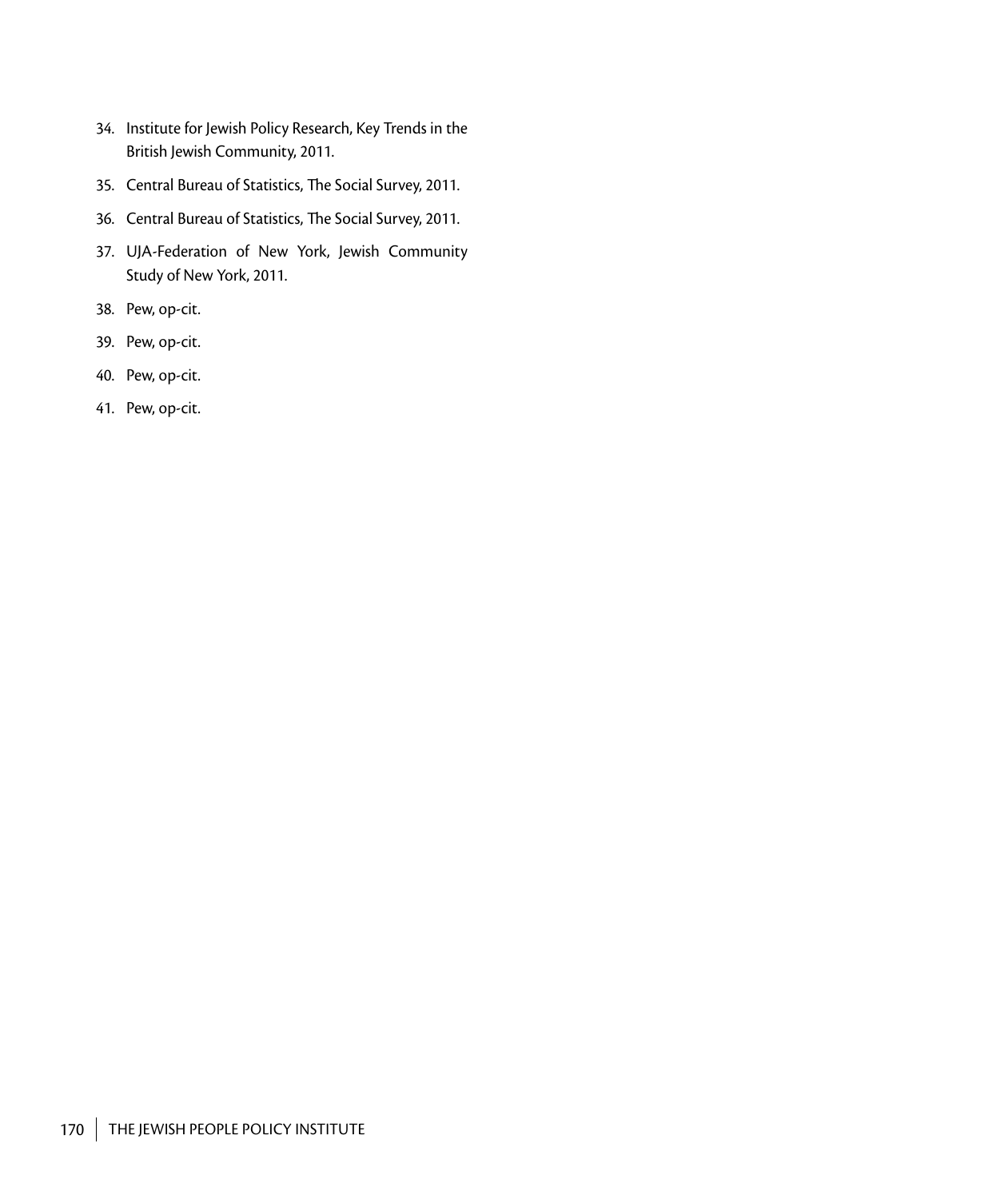34. Institute for Jewish Policy Research, Key Trends in the British Jewish Community, 2011.
35. Central Bureau of Statistics, The Social Survey, 2011.
36. Central Bureau of Statistics, The Social Survey, 2011.
37. UJA-Federation of New York, Jewish Community Study of New York, 2011.
38. Pew, op-cit.
39. Pew, op-cit.
40. Pew, op-cit.
41. Pew, op-cit.